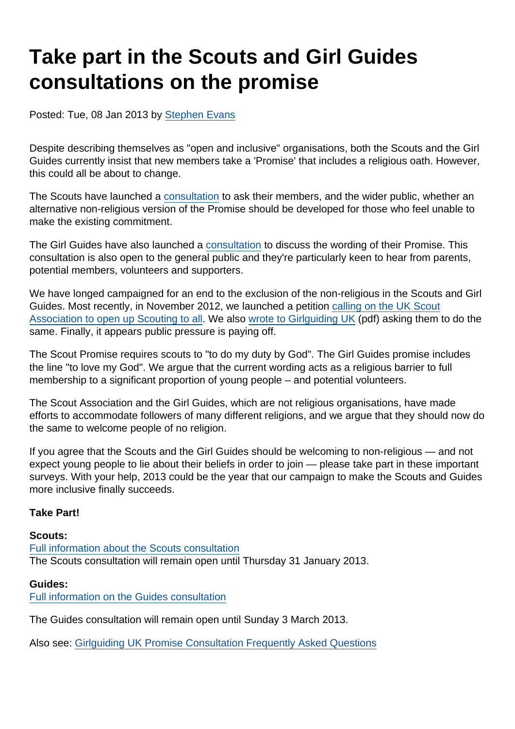# Take part in the Scouts and Girl Guides consultations on the promise

Posted: Tue, 08 Jan 2013 by Stephen Evans

Despite describing themselves as "open and inclusive" organisations, both the Scouts and the Girl Guides currently insist that new members take a 'Promise' that includes a religious oath. However, this could all be about to change.

The Scouts have launched a consultation to ask their members, and the wider public, whether an alternative non-religious version of the Promise should be developed for those who feel unable to make the existing commitment.

The Girl Guides have also launched a consultation to discuss the wording of their Promise. This consultation is also open to the general public and they're particularly keen to hear from parents, potential members, volunteers and supporters.

We have longed campaigned for an end to the exclusion of the non-religious in the Scouts and Girl Guides. Most recently, in November 2012, we launched a petition calling on the UK Scout Association to open up Scouting to all. We also wrote to Girlguiding UK (pdf) asking them to do the same. Finally, it appears public pressure is paying off.

The Scout Promise requires scouts to "to do my duty by God". The Girl Guides promise includes the line "to love my God". We argue that the current wording acts as a religious barrier to full membership to a significant proportion of young people – and potential volunteers.

The Scout Association and the Girl Guides, which are not religious organisations, have made efforts to accommodate followers of many different religions, and we argue that they should now do the same to welcome people of no religion.

If you agree that the Scouts and the Girl Guides should be welcoming to non-religious — and not expect young people to lie about their beliefs in order to join — please take part in these important surveys. With your help, 2013 could be the year that our campaign to make the Scouts and Guides more inclusive finally succeeds.

**Take Part!**

**Scouts:**
Full information about the Scouts consultation
The Scouts consultation will remain open until Thursday 31 January 2013.

**Guides:**
Full information on the Guides consultation

The Guides consultation will remain open until Sunday 3 March 2013.

Also see: Girlguiding UK Promise Consultation Frequently Asked Questions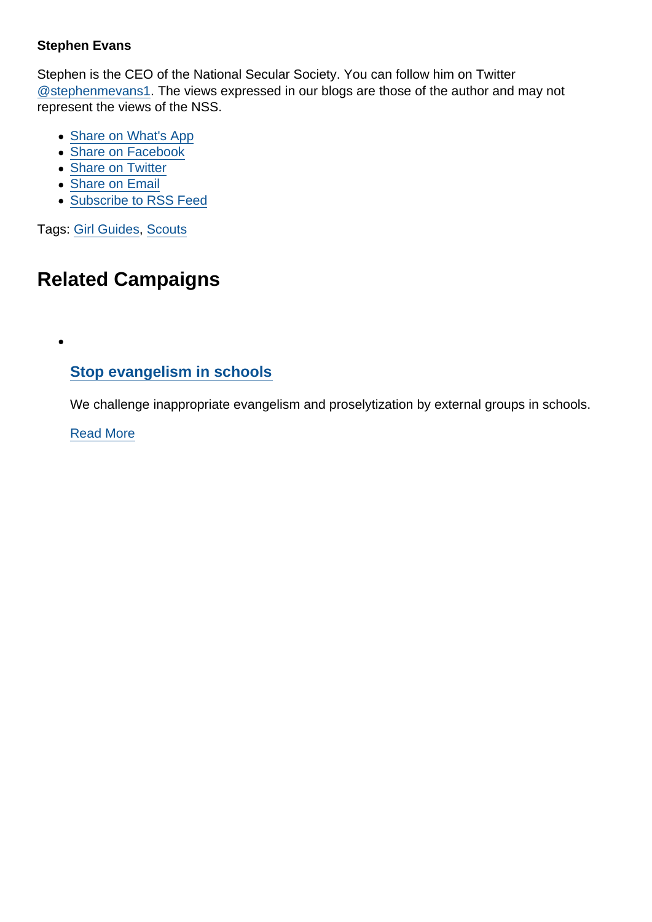**Stephen Evans**

Stephen is the CEO of the National Secular Society. You can follow him on Twitter @stephenmevans1. The views expressed in our blogs are those of the author and may not represent the views of the NSS.

- Share on What's App
- Share on Facebook
- Share on Twitter
- Share on Email
- Subscribe to RSS Feed

Tags: Girl Guides, Scouts

## Related Campaigns

- ### Stop evangelism in schools

  We challenge inappropriate evangelism and proselytization by external groups in schools.

  Read More